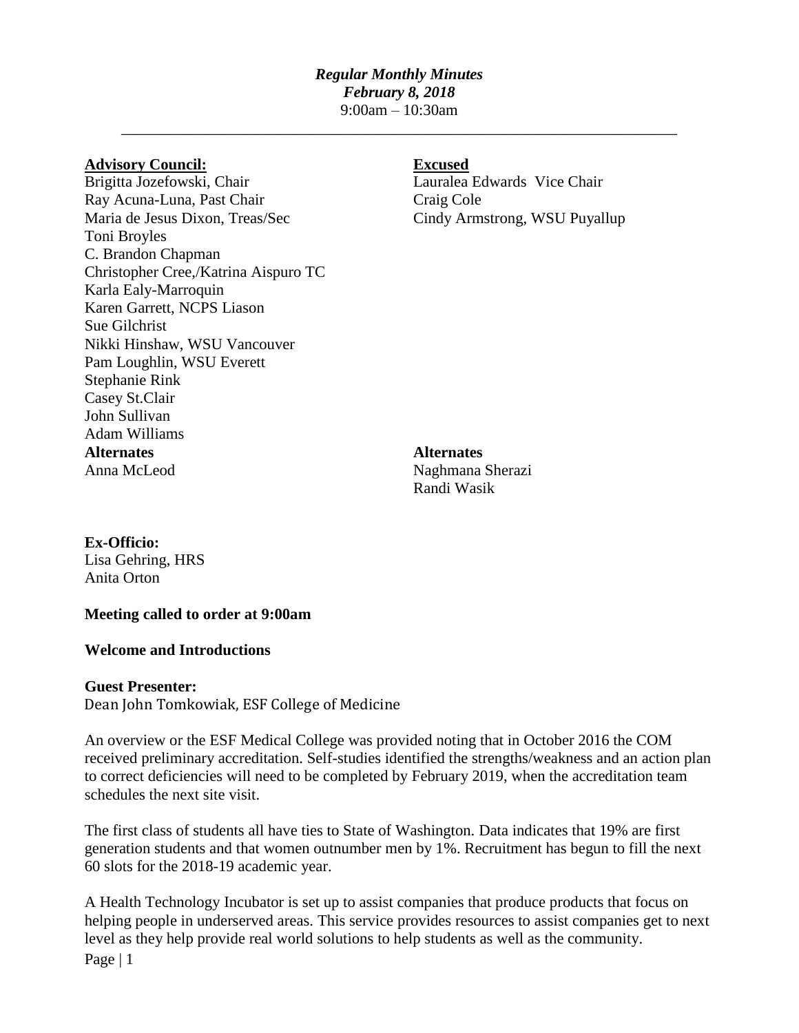*Regular Monthly Minutes*
*February 8, 2018*
9:00am – 10:30am

---

**Advisory Council:**
Brigitta Jozefowski, Chair
Ray Acuna-Luna, Past Chair
Maria de Jesus Dixon, Treas/Sec
Toni Broyles
C. Brandon Chapman
Christopher Cree,/Katrina Aispuro TC
Karla Ealy-Marroquin
Karen Garrett, NCPS Liason
Sue Gilchrist
Nikki Hinshaw, WSU Vancouver
Pam Loughlin, WSU Everett
Stephanie Rink
Casey St.Clair
John Sullivan
Adam Williams

**Alternates**
Anna McLeod

**Excused**
Lauralea Edwards Vice Chair
Craig Cole
Cindy Armstrong, WSU Puyallup

**Alternates**
Naghmana Sherazi
Randi Wasik

**Ex-Officio:**
Lisa Gehring, HRS
Anita Orton

**Meeting called to order at 9:00am**

**Welcome and Introductions**

**Guest Presenter:**
Dean John Tomkowiak, ESF College of Medicine

An overview or the ESF Medical College was provided noting that in October 2016 the COM received preliminary accreditation. Self-studies identified the strengths/weakness and an action plan to correct deficiencies will need to be completed by February 2019, when the accreditation team schedules the next site visit.

The first class of students all have ties to State of Washington. Data indicates that 19% are first generation students and that women outnumber men by 1%. Recruitment has begun to fill the next 60 slots for the 2018-19 academic year.

A Health Technology Incubator is set up to assist companies that produce products that focus on helping people in underserved areas. This service provides resources to assist companies get to next level as they help provide real world solutions to help students as well as the community.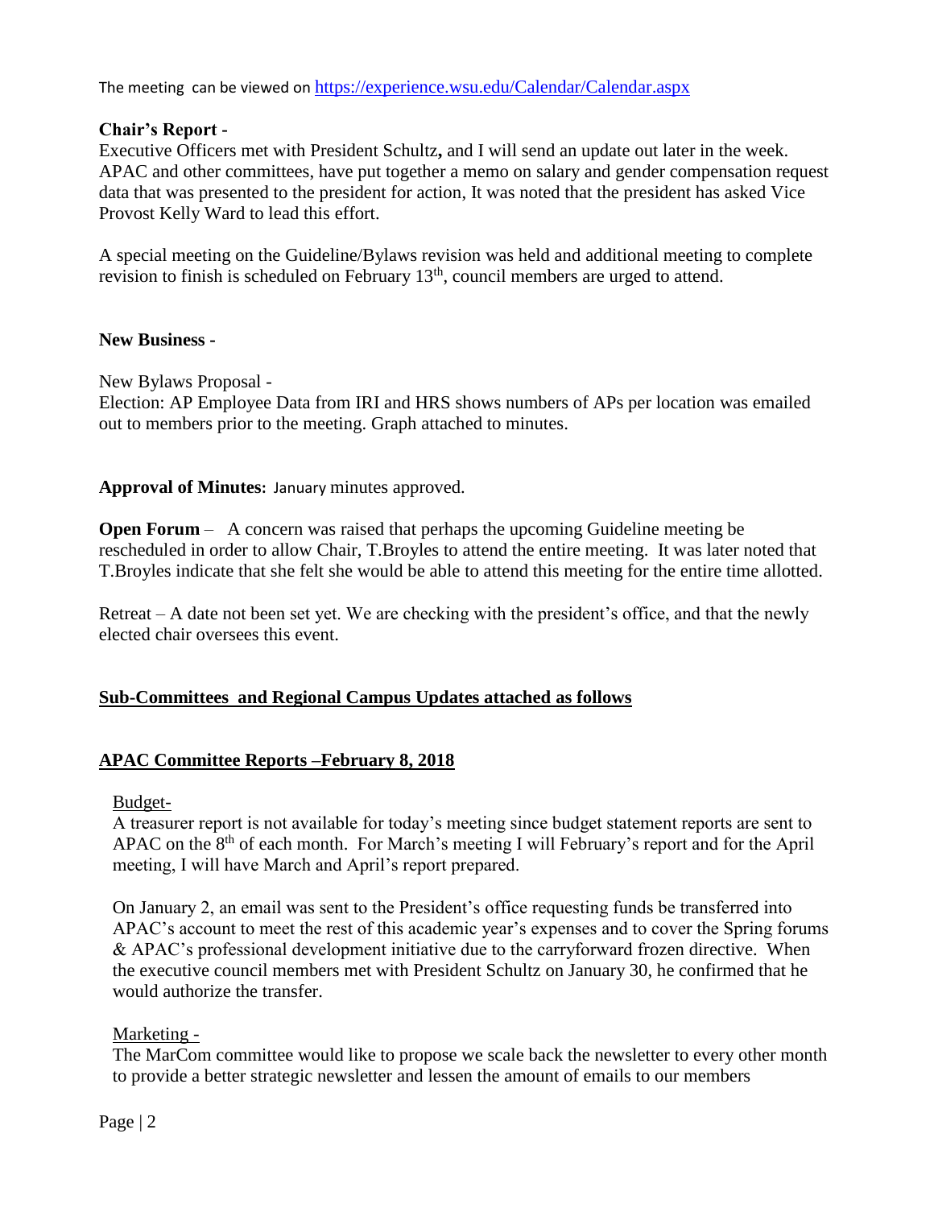The meeting can be viewed on https://experience.wsu.edu/Calendar/Calendar.aspx

**Chair's Report -**
Executive Officers met with President Schultz**,** and I will send an update out later in the week. APAC and other committees, have put together a memo on salary and gender compensation request data that was presented to the president for action, It was noted that the president has asked Vice Provost Kelly Ward to lead this effort.

A special meeting on the Guideline/Bylaws revision was held and additional meeting to complete revision to finish is scheduled on February 13th, council members are urged to attend.

**New Business -**

New Bylaws Proposal -
Election: AP Employee Data from IRI and HRS shows numbers of APs per location was emailed out to members prior to the meeting. Graph attached to minutes.

**Approval of Minutes:** January minutes approved.

**Open Forum** – A concern was raised that perhaps the upcoming Guideline meeting be rescheduled in order to allow Chair, T.Broyles to attend the entire meeting. It was later noted that T.Broyles indicate that she felt she would be able to attend this meeting for the entire time allotted.

Retreat – A date not been set yet. We are checking with the president's office, and that the newly elected chair oversees this event.

## Sub-Committees and Regional Campus Updates attached as follows

## APAC Committee Reports –February 8, 2018

Budget-
A treasurer report is not available for today's meeting since budget statement reports are sent to APAC on the 8th of each month. For March's meeting I will February's report and for the April meeting, I will have March and April's report prepared.

On January 2, an email was sent to the President's office requesting funds be transferred into APAC's account to meet the rest of this academic year's expenses and to cover the Spring forums & APAC's professional development initiative due to the carryforward frozen directive. When the executive council members met with President Schultz on January 30, he confirmed that he would authorize the transfer.

Marketing -
The MarCom committee would like to propose we scale back the newsletter to every other month to provide a better strategic newsletter and lessen the amount of emails to our members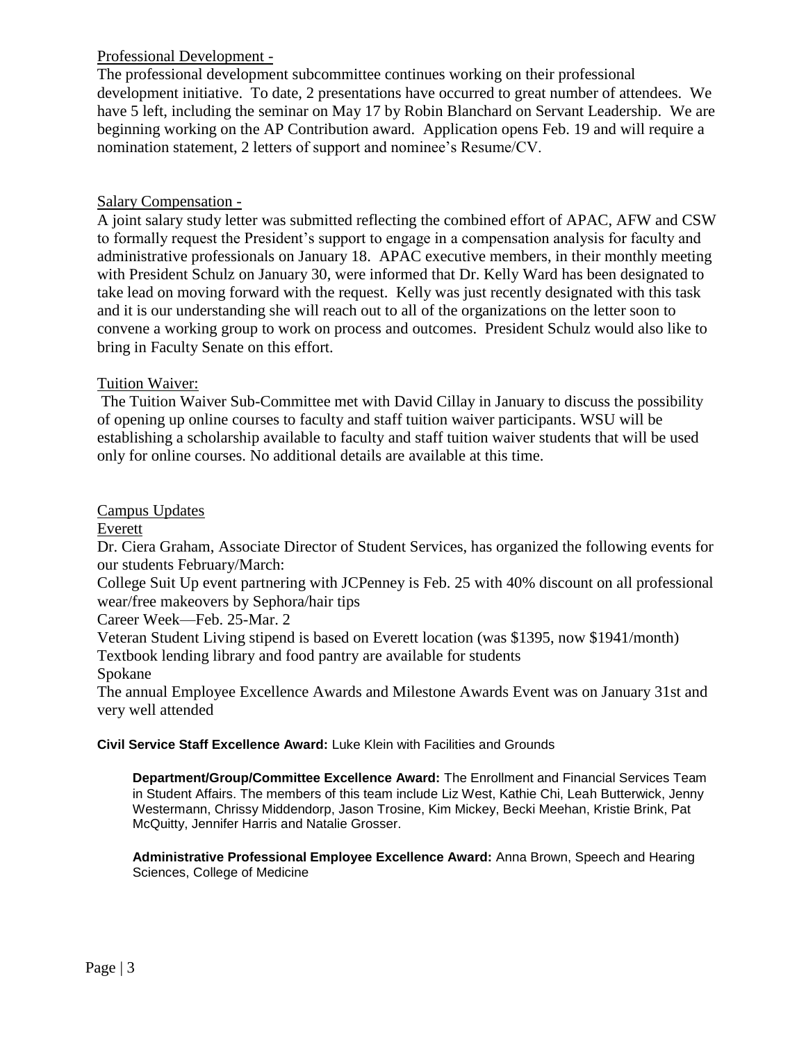## Professional Development -

The professional development subcommittee continues working on their professional development initiative. To date, 2 presentations have occurred to great number of attendees. We have 5 left, including the seminar on May 17 by Robin Blanchard on Servant Leadership. We are beginning working on the AP Contribution award. Application opens Feb. 19 and will require a nomination statement, 2 letters of support and nominee's Resume/CV.

## Salary Compensation -

A joint salary study letter was submitted reflecting the combined effort of APAC, AFW and CSW to formally request the President's support to engage in a compensation analysis for faculty and administrative professionals on January 18. APAC executive members, in their monthly meeting with President Schulz on January 30, were informed that Dr. Kelly Ward has been designated to take lead on moving forward with the request. Kelly was just recently designated with this task and it is our understanding she will reach out to all of the organizations on the letter soon to convene a working group to work on process and outcomes. President Schulz would also like to bring in Faculty Senate on this effort.

## Tuition Waiver:

The Tuition Waiver Sub-Committee met with David Cillay in January to discuss the possibility of opening up online courses to faculty and staff tuition waiver participants. WSU will be establishing a scholarship available to faculty and staff tuition waiver students that will be used only for online courses. No additional details are available at this time.

## Campus Updates

### Everett

Dr. Ciera Graham, Associate Director of Student Services, has organized the following events for our students February/March:

College Suit Up event partnering with JCPenney is Feb. 25 with 40% discount on all professional wear/free makeovers by Sephora/hair tips

Career Week—Feb. 25-Mar. 2

Veteran Student Living stipend is based on Everett location (was $1395, now $1941/month)

Textbook lending library and food pantry are available for students

### Spokane

The annual Employee Excellence Awards and Milestone Awards Event was on January 31st and very well attended

**Civil Service Staff Excellence Award:** Luke Klein with Facilities and Grounds

**Department/Group/Committee Excellence Award:** The Enrollment and Financial Services Team in Student Affairs. The members of this team include Liz West, Kathie Chi, Leah Butterwick, Jenny Westermann, Chrissy Middendorp, Jason Trosine, Kim Mickey, Becki Meehan, Kristie Brink, Pat McQuitty, Jennifer Harris and Natalie Grosser.

**Administrative Professional Employee Excellence Award:** Anna Brown, Speech and Hearing Sciences, College of Medicine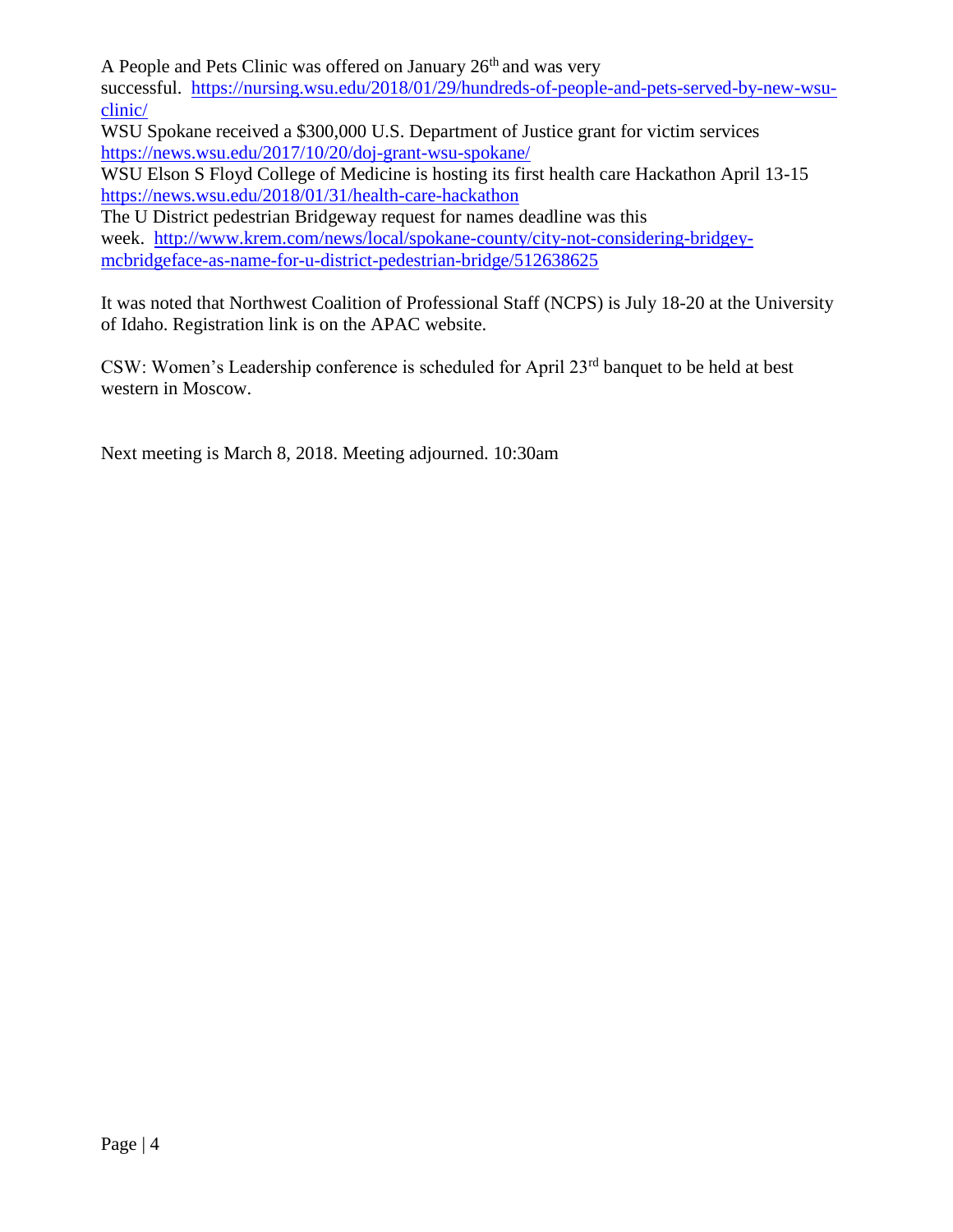A People and Pets Clinic was offered on January 26th and was very successful. https://nursing.wsu.edu/2018/01/29/hundreds-of-people-and-pets-served-by-new-wsu-clinic/

WSU Spokane received a $300,000 U.S. Department of Justice grant for victim services https://news.wsu.edu/2017/10/20/doj-grant-wsu-spokane/

WSU Elson S Floyd College of Medicine is hosting its first health care Hackathon April 13-15 https://news.wsu.edu/2018/01/31/health-care-hackathon

The U District pedestrian Bridgeway request for names deadline was this week. http://www.krem.com/news/local/spokane-county/city-not-considering-bridgey-mcbridgeface-as-name-for-u-district-pedestrian-bridge/512638625

It was noted that Northwest Coalition of Professional Staff (NCPS) is July 18-20 at the University of Idaho. Registration link is on the APAC website.

CSW: Women's Leadership conference is scheduled for April 23rd banquet to be held at best western in Moscow.

Next meeting is March 8, 2018. Meeting adjourned. 10:30am